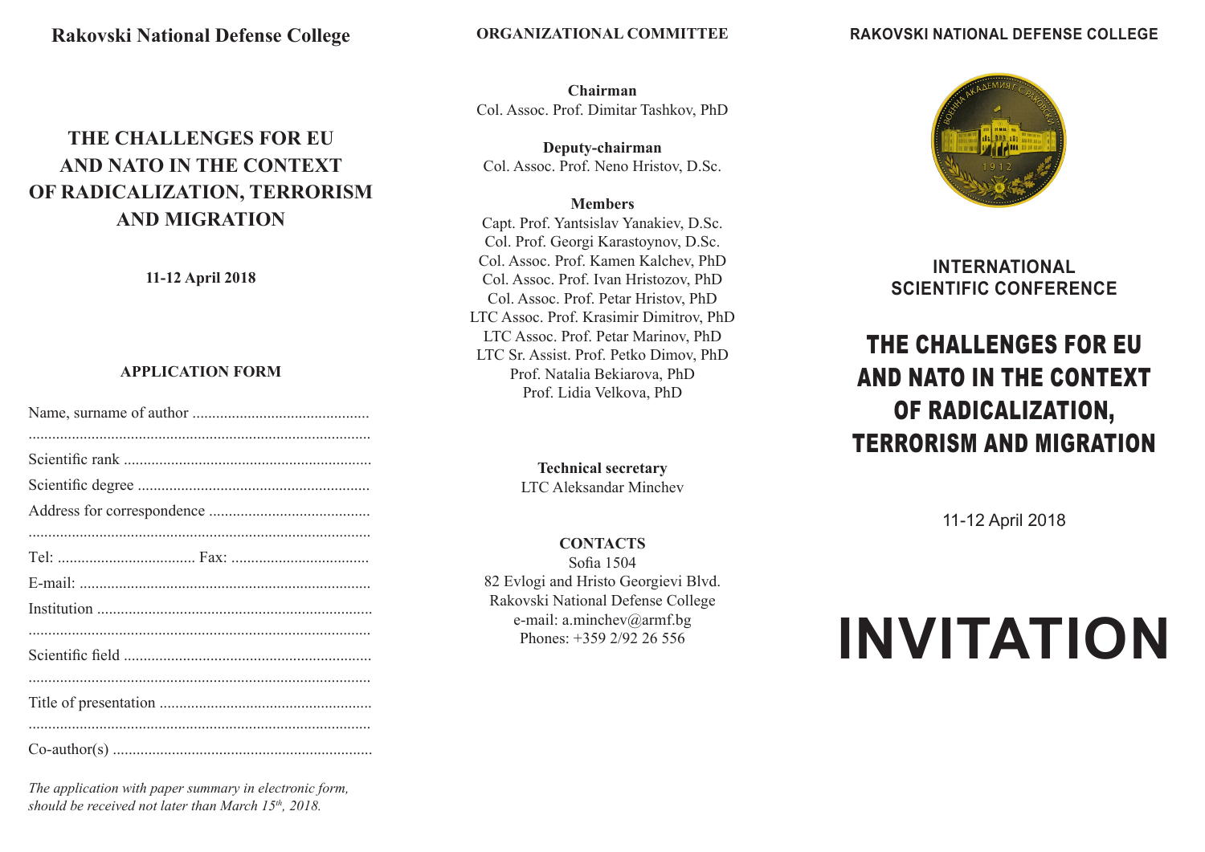**Rakovski National Defense College**

# THE CHALLENGES FOR EU AND NATO IN THE CONTEXT OF RADICALIZATION, TERRORISM AND MIGRATION

**11-12 April 2018**

## APPLICATION FORM

Name, surname of author .............................................

.......................................................................................

Scientific rank ...............................................................

Scientific degree ...........................................................

Address for correspondence .........................................

.......................................................................................

Tel: ................................... Fax: ...................................

E-mail: ..........................................................................

Institution .....................................................................

.......................................................................................

Scientific field ...............................................................

.......................................................................................

Title of presentation ......................................................

.......................................................................................

Co-author(s) ..................................................................

*The application with paper summary in electronic form, should be received not later than March 15th, 2018.*

## ORGANIZATIONAL COMMITTEE

**Chairman**
Col. Assoc. Prof. Dimitar Tashkov, PhD

**Deputy-chairman**
Col. Assoc. Prof. Neno Hristov, D.Sc.

**Members**
Capt. Prof. Yantsislav Yanakiev, D.Sc.
Col. Prof. Georgi Karastoynov, D.Sc.
Col. Assoc. Prof. Kamen Kalchev, PhD
Col. Assoc. Prof. Ivan Hristozov, PhD
Col. Assoc. Prof. Petar Hristov, PhD
LTC Assoc. Prof. Krasimir Dimitrov, PhD
LTC Assoc. Prof. Petar Marinov, PhD
LTC Sr. Assist. Prof. Petko Dimov, PhD
Prof. Natalia Bekiarova, PhD
Prof. Lidia Velkova, PhD

**Technical secretary**
LTC Aleksandar Minchev

**CONTACTS**
Sofia 1504
82 Evlogi and Hristo Georgievi Blvd.
Rakovski National Defense College
e-mail: a.minchev@armf.bg
Phones: +359 2/92 26 556

**RAKOVSKI NATIONAL DEFENSE COLLEGE**

**INTERNATIONAL SCIENTIFIC CONFERENCE**

# THE CHALLENGES FOR EU AND NATO IN THE CONTEXT OF RADICALIZATION, TERRORISM AND MIGRATION

11-12 April 2018

# INVITATION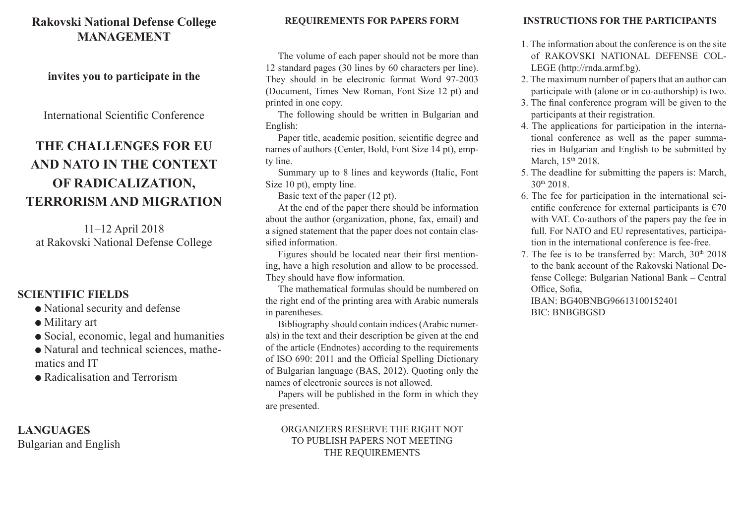**Rakovski National Defense College MANAGEMENT**

**invites you to participate in the**

International Scientific Conference

# THE CHALLENGES FOR EU AND NATO IN THE CONTEXT OF RADICALIZATION, TERRORISM AND MIGRATION

11–12 April 2018
at Rakovski National Defense College

## SCIENTIFIC FIELDS

- National security and defense
- Military art
- Social, economic, legal and humanities
- Natural and technical sciences, mathematics and IT
- Radicalisation and Terrorism

## LANGUAGES

Bulgarian and English

## REQUIREMENTS FOR PAPERS FORM

The volume of each paper should not be more than 12 standard pages (30 lines by 60 characters per line). They should in be electronic format Word 97-2003 (Document, Times New Roman, Font Size 12 pt) and printed in one copy.

The following should be written in Bulgarian and English:

Paper title, academic position, scientific degree and names of authors (Center, Bold, Font Size 14 pt), empty line.

Summary up to 8 lines and keywords (Italic, Font Size 10 pt), empty line.

Basic text of the paper (12 pt).

At the end of the paper there should be information about the author (organization, phone, fax, email) and a signed statement that the paper does not contain classified information.

Figures should be located near their first mentioning, have a high resolution and allow to be processed. They should have flow information.

The mathematical formulas should be numbered on the right end of the printing area with Arabic numerals in parentheses.

Bibliography should contain indices (Arabic numerals) in the text and their description be given at the end of the article (Endnotes) according to the requirements of ISO 690: 2011 and the Official Spelling Dictionary of Bulgarian language (BAS, 2012). Quoting only the names of electronic sources is not allowed.

Papers will be published in the form in which they are presented.

ORGANIZERS RESERVE THE RIGHT NOT TO PUBLISH PAPERS NOT MEETING THE REQUIREMENTS

## INSTRUCTIONS FOR THE PARTICIPANTS

1. The information about the conference is on the site of RAKOVSKI NATIONAL DEFENSE COLLEGE (http://rnda.armf.bg).
2. The maximum number of papers that an author can participate with (alone or in co-authorship) is two.
3. The final conference program will be given to the participants at their registration.
4. The applications for participation in the international conference as well as the paper summaries in Bulgarian and English to be submitted by March, 15th 2018.
5. The deadline for submitting the papers is: March, 30th 2018.
6. The fee for participation in the international scientific conference for external participants is €70 with VAT. Co-authors of the papers pay the fee in full. For NATO and EU representatives, participation in the international conference is fee-free.
7. The fee is to be transferred by: March, 30th 2018 to the bank account of the Rakovski National Defense College: Bulgarian National Bank – Central Office, Sofia,
   IBAN: BG40BNBG96613100152401
   BIC: BNBGBGSD